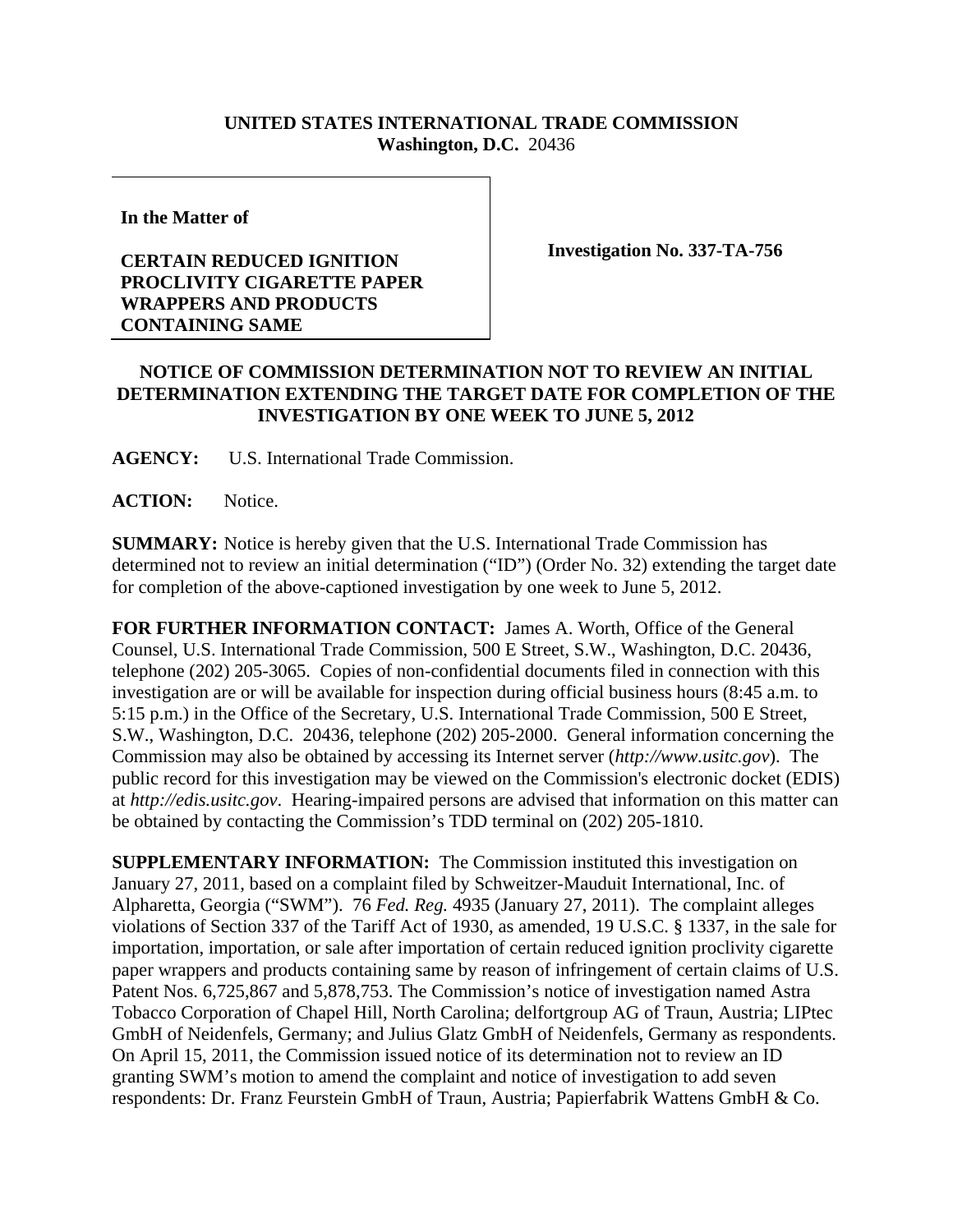**UNITED STATES INTERNATIONAL TRADE COMMISSION**
**Washington, D.C.** 20436

**In the Matter of**

**CERTAIN REDUCED IGNITION PROCLIVITY CIGARETTE PAPER WRAPPERS AND PRODUCTS CONTAINING SAME**

**Investigation No. 337-TA-756**

## NOTICE OF COMMISSION DETERMINATION NOT TO REVIEW AN INITIAL DETERMINATION EXTENDING THE TARGET DATE FOR COMPLETION OF THE INVESTIGATION BY ONE WEEK TO JUNE 5, 2012

**AGENCY:** U.S. International Trade Commission.

**ACTION:** Notice.

**SUMMARY:** Notice is hereby given that the U.S. International Trade Commission has determined not to review an initial determination ("ID") (Order No. 32) extending the target date for completion of the above-captioned investigation by one week to June 5, 2012.

**FOR FURTHER INFORMATION CONTACT:** James A. Worth, Office of the General Counsel, U.S. International Trade Commission, 500 E Street, S.W., Washington, D.C. 20436, telephone (202) 205-3065. Copies of non-confidential documents filed in connection with this investigation are or will be available for inspection during official business hours (8:45 a.m. to 5:15 p.m.) in the Office of the Secretary, U.S. International Trade Commission, 500 E Street, S.W., Washington, D.C. 20436, telephone (202) 205-2000. General information concerning the Commission may also be obtained by accessing its Internet server (*http://www.usitc.gov*). The public record for this investigation may be viewed on the Commission's electronic docket (EDIS) at *http://edis.usitc.gov*. Hearing-impaired persons are advised that information on this matter can be obtained by contacting the Commission's TDD terminal on (202) 205-1810.

**SUPPLEMENTARY INFORMATION:** The Commission instituted this investigation on January 27, 2011, based on a complaint filed by Schweitzer-Mauduit International, Inc. of Alpharetta, Georgia ("SWM"). 76 *Fed. Reg.* 4935 (January 27, 2011). The complaint alleges violations of Section 337 of the Tariff Act of 1930, as amended, 19 U.S.C. § 1337, in the sale for importation, importation, or sale after importation of certain reduced ignition proclivity cigarette paper wrappers and products containing same by reason of infringement of certain claims of U.S. Patent Nos. 6,725,867 and 5,878,753. The Commission's notice of investigation named Astra Tobacco Corporation of Chapel Hill, North Carolina; delfortgroup AG of Traun, Austria; LIPtec GmbH of Neidenfels, Germany; and Julius Glatz GmbH of Neidenfels, Germany as respondents. On April 15, 2011, the Commission issued notice of its determination not to review an ID granting SWM's motion to amend the complaint and notice of investigation to add seven respondents: Dr. Franz Feurstein GmbH of Traun, Austria; Papierfabrik Wattens GmbH & Co.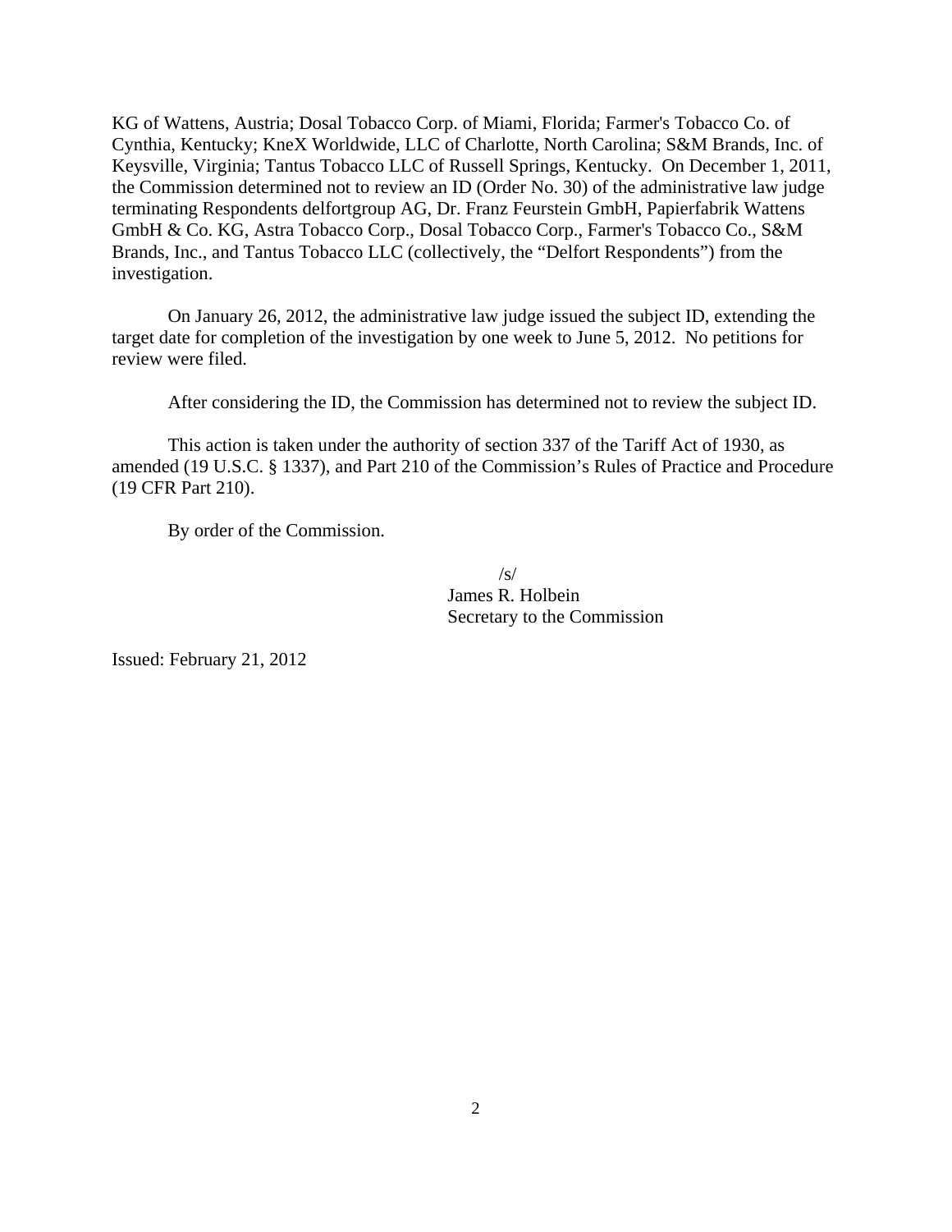KG of Wattens, Austria; Dosal Tobacco Corp. of Miami, Florida; Farmer's Tobacco Co. of Cynthia, Kentucky; KneX Worldwide, LLC of Charlotte, North Carolina; S&M Brands, Inc. of Keysville, Virginia; Tantus Tobacco LLC of Russell Springs, Kentucky. On December 1, 2011, the Commission determined not to review an ID (Order No. 30) of the administrative law judge terminating Respondents delfortgroup AG, Dr. Franz Feurstein GmbH, Papierfabrik Wattens GmbH & Co. KG, Astra Tobacco Corp., Dosal Tobacco Corp., Farmer's Tobacco Co., S&M Brands, Inc., and Tantus Tobacco LLC (collectively, the "Delfort Respondents") from the investigation.

On January 26, 2012, the administrative law judge issued the subject ID, extending the target date for completion of the investigation by one week to June 5, 2012. No petitions for review were filed.

After considering the ID, the Commission has determined not to review the subject ID.

This action is taken under the authority of section 337 of the Tariff Act of 1930, as amended (19 U.S.C. § 1337), and Part 210 of the Commission's Rules of Practice and Procedure (19 CFR Part 210).

By order of the Commission.

/s/
James R. Holbein
Secretary to the Commission

Issued: February 21, 2012